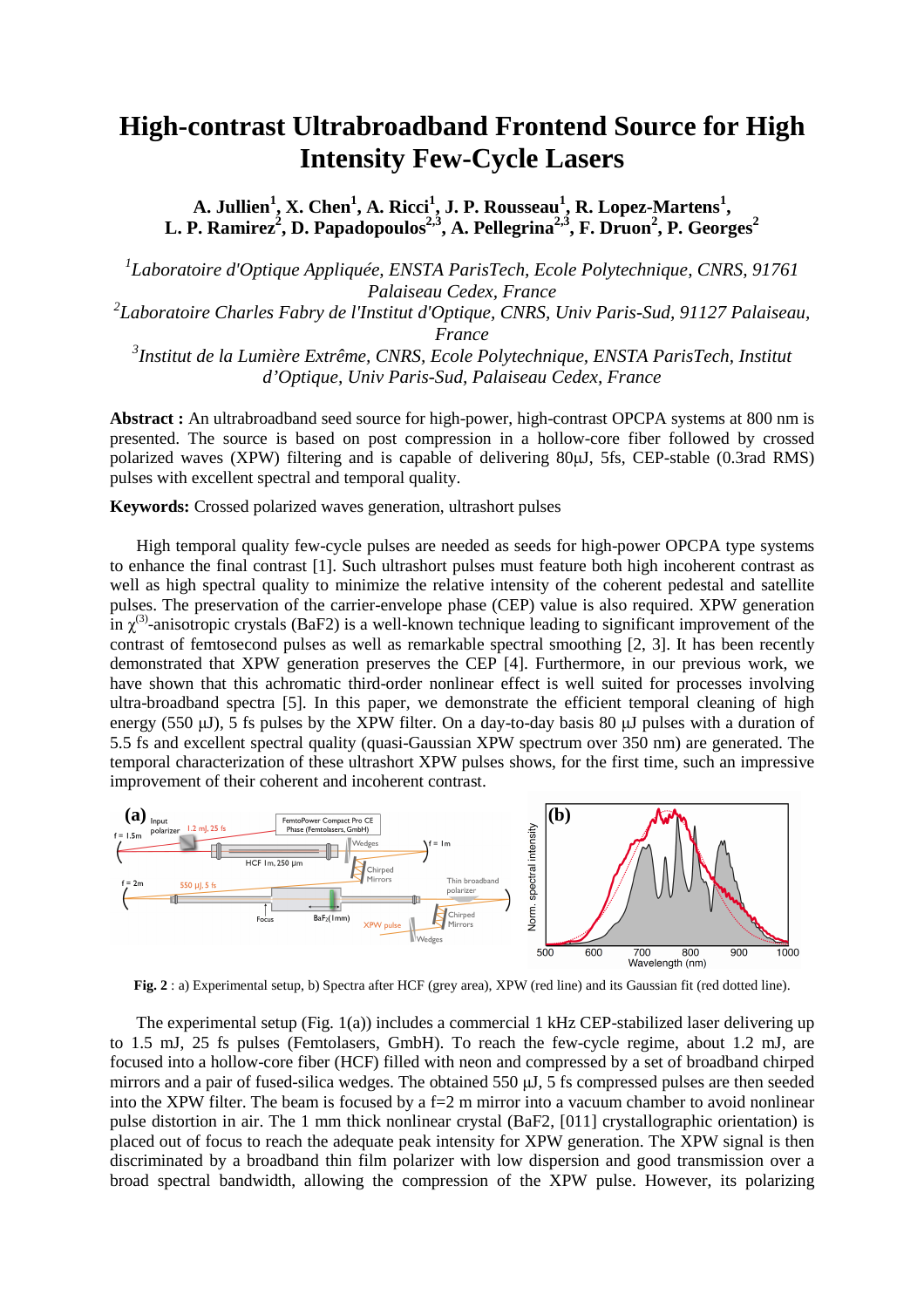# High-contrast Ultrabroadband Frontend Source for High Intensity Few-Cycle Lasers

**A. Jullien[1], X. Chen[1], A. Ricci[1], J. P. Rousseau[1], R. Lopez-Martens[1], L. P. Ramirez[2], D. Papadopoulos[2,3], A. Pellegrina[2,3], F. Druon[2], P. Georges[2]**

[1]*Laboratoire d'Optique Appliquée, ENSTA ParisTech, Ecole Polytechnique, CNRS, 91761 Palaiseau Cedex, France*

[2]*Laboratoire Charles Fabry de l'Institut d'Optique, CNRS, Univ Paris-Sud, 91127 Palaiseau, France*

[3]*Institut de la Lumière Extrême, CNRS, Ecole Polytechnique, ENSTA ParisTech, Institut d'Optique, Univ Paris-Sud, Palaiseau Cedex, France*

**Abstract :** An ultrabroadband seed source for high-power, high-contrast OPCPA systems at 800 nm is presented. The source is based on post compression in a hollow-core fiber followed by crossed polarized waves (XPW) filtering and is capable of delivering 80μJ, 5fs, CEP-stable (0.3rad RMS) pulses with excellent spectral and temporal quality.

**Keywords:** Crossed polarized waves generation, ultrashort pulses

High temporal quality few-cycle pulses are needed as seeds for high-power OPCPA type systems to enhance the final contrast [1]. Such ultrashort pulses must feature both high incoherent contrast as well as high spectral quality to minimize the relative intensity of the coherent pedestal and satellite pulses. The preservation of the carrier-envelope phase (CEP) value is also required. XPW generation in $\chi^{(3)}$-anisotropic crystals (BaF2) is a well-known technique leading to significant improvement of the contrast of femtosecond pulses as well as remarkable spectral smoothing [2, 3]. It has been recently demonstrated that XPW generation preserves the CEP [4]. Furthermore, in our previous work, we have shown that this achromatic third-order nonlinear effect is well suited for processes involving ultra-broadband spectra [5]. In this paper, we demonstrate the efficient temporal cleaning of high energy (550 μJ), 5 fs pulses by the XPW filter. On a day-to-day basis 80 μJ pulses with a duration of 5.5 fs and excellent spectral quality (quasi-Gaussian XPW spectrum over 350 nm) are generated. The temporal characterization of these ultrashort XPW pulses shows, for the first time, such an impressive improvement of their coherent and incoherent contrast.

**Fig. 2** : a) Experimental setup, b) Spectra after HCF (grey area), XPW (red line) and its Gaussian fit (red dotted line).

The experimental setup (Fig. 1(a)) includes a commercial 1 kHz CEP-stabilized laser delivering up to 1.5 mJ, 25 fs pulses (Femtolasers, GmbH). To reach the few-cycle regime, about 1.2 mJ, are focused into a hollow-core fiber (HCF) filled with neon and compressed by a set of broadband chirped mirrors and a pair of fused-silica wedges. The obtained 550 μJ, 5 fs compressed pulses are then seeded into the XPW filter. The beam is focused by a f=2 m mirror into a vacuum chamber to avoid nonlinear pulse distortion in air. The 1 mm thick nonlinear crystal (BaF2, [011] crystallographic orientation) is placed out of focus to reach the adequate peak intensity for XPW generation. The XPW signal is then discriminated by a broadband thin film polarizer with low dispersion and good transmission over a broad spectral bandwidth, allowing the compression of the XPW pulse. However, its polarizing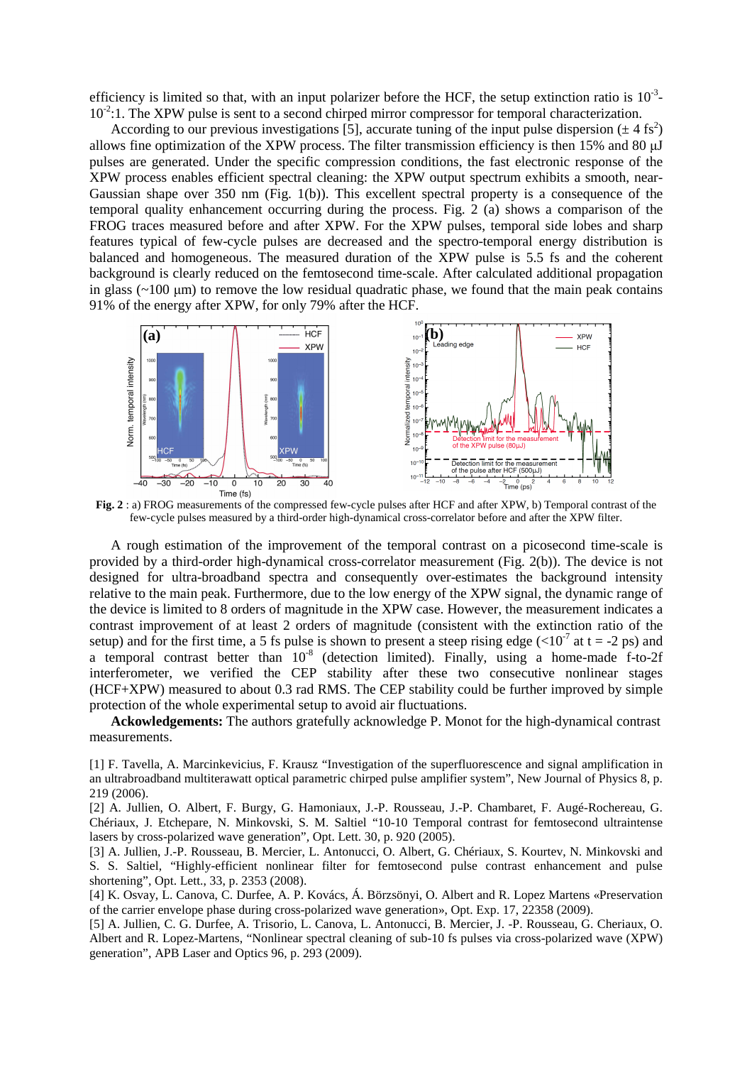efficiency is limited so that, with an input polarizer before the HCF, the setup extinction ratio is $10^{-3}$-$10^{-2}$:1. The XPW pulse is sent to a second chirped mirror compressor for temporal characterization.

According to our previous investigations [5], accurate tuning of the input pulse dispersion ($\pm$ 4 fs$^2$) allows fine optimization of the XPW process. The filter transmission efficiency is then 15% and 80 µJ pulses are generated. Under the specific compression conditions, the fast electronic response of the XPW process enables efficient spectral cleaning: the XPW output spectrum exhibits a smooth, near-Gaussian shape over 350 nm (Fig. 1(b)). This excellent spectral property is a consequence of the temporal quality enhancement occurring during the process. Fig. 2 (a) shows a comparison of the FROG traces measured before and after XPW. For the XPW pulses, temporal side lobes and sharp features typical of few-cycle pulses are decreased and the spectro-temporal energy distribution is balanced and homogeneous. The measured duration of the XPW pulse is 5.5 fs and the coherent background is clearly reduced on the femtosecond time-scale. After calculated additional propagation in glass (~100 µm) to remove the low residual quadratic phase, we found that the main peak contains 91% of the energy after XPW, for only 79% after the HCF.

(a)

HCF
XPW
Norm. temporal intensity
Time (fs)
−40 −30 −20 −10 0 10 20 30 40

(b)

Leading edge
XPW
HCF
Normalized temporal intensity
Detection limit for the measurement of the XPW pulse (80µJ)
Detection limit for the measurement of the pulse after HCF (500µJ)
Time (ps)
−12 −10 −8 −6 −4 −2 0 2 4 6 8 10 12

**Fig. 2** : a) FROG measurements of the compressed few-cycle pulses after HCF and after XPW, b) Temporal contrast of the few-cycle pulses measured by a third-order high-dynamical cross-correlator before and after the XPW filter.

A rough estimation of the improvement of the temporal contrast on a picosecond time-scale is provided by a third-order high-dynamical cross-correlator measurement (Fig. 2(b)). The device is not designed for ultra-broadband spectra and consequently over-estimates the background intensity relative to the main peak. Furthermore, due to the low energy of the XPW signal, the dynamic range of the device is limited to 8 orders of magnitude in the XPW case. However, the measurement indicates a contrast improvement of at least 2 orders of magnitude (consistent with the extinction ratio of the setup) and for the first time, a 5 fs pulse is shown to present a steep rising edge ($<10^{-7}$ at t = -2 ps) and a temporal contrast better than $10^{-8}$ (detection limited). Finally, using a home-made f-to-2f interferometer, we verified the CEP stability after these two consecutive nonlinear stages (HCF+XPW) measured to about 0.3 rad RMS. The CEP stability could be further improved by simple protection of the whole experimental setup to avoid air fluctuations.

**Ackowledgements:** The authors gratefully acknowledge P. Monot for the high-dynamical contrast measurements.

[1] F. Tavella, A. Marcinkevicius, F. Krausz "Investigation of the superfluorescence and signal amplification in an ultrabroadband multiterawatt optical parametric chirped pulse amplifier system", New Journal of Physics 8, p. 219 (2006).

[2] A. Jullien, O. Albert, F. Burgy, G. Hamoniaux, J.-P. Rousseau, J.-P. Chambaret, F. Augé-Rochereau, G. Chériaux, J. Etchepare, N. Minkovski, S. M. Saltiel "10-10 Temporal contrast for femtosecond ultraintense lasers by cross-polarized wave generation", Opt. Lett. 30, p. 920 (2005).

[3] A. Jullien, J.-P. Rousseau, B. Mercier, L. Antonucci, O. Albert, G. Chériaux, S. Kourtev, N. Minkovski and S. S. Saltiel, "Highly-efficient nonlinear filter for femtosecond pulse contrast enhancement and pulse shortening", Opt. Lett., 33, p. 2353 (2008).

[4] K. Osvay, L. Canova, C. Durfee, A. P. Kovács, Á. Börzsönyi, O. Albert and R. Lopez Martens «Preservation of the carrier envelope phase during cross-polarized wave generation», Opt. Exp. 17, 22358 (2009).

[5] A. Jullien, C. G. Durfee, A. Trisorio, L. Canova, L. Antonucci, B. Mercier, J. -P. Rousseau, G. Cheriaux, O. Albert and R. Lopez-Martens, "Nonlinear spectral cleaning of sub-10 fs pulses via cross-polarized wave (XPW) generation", APB Laser and Optics 96, p. 293 (2009).